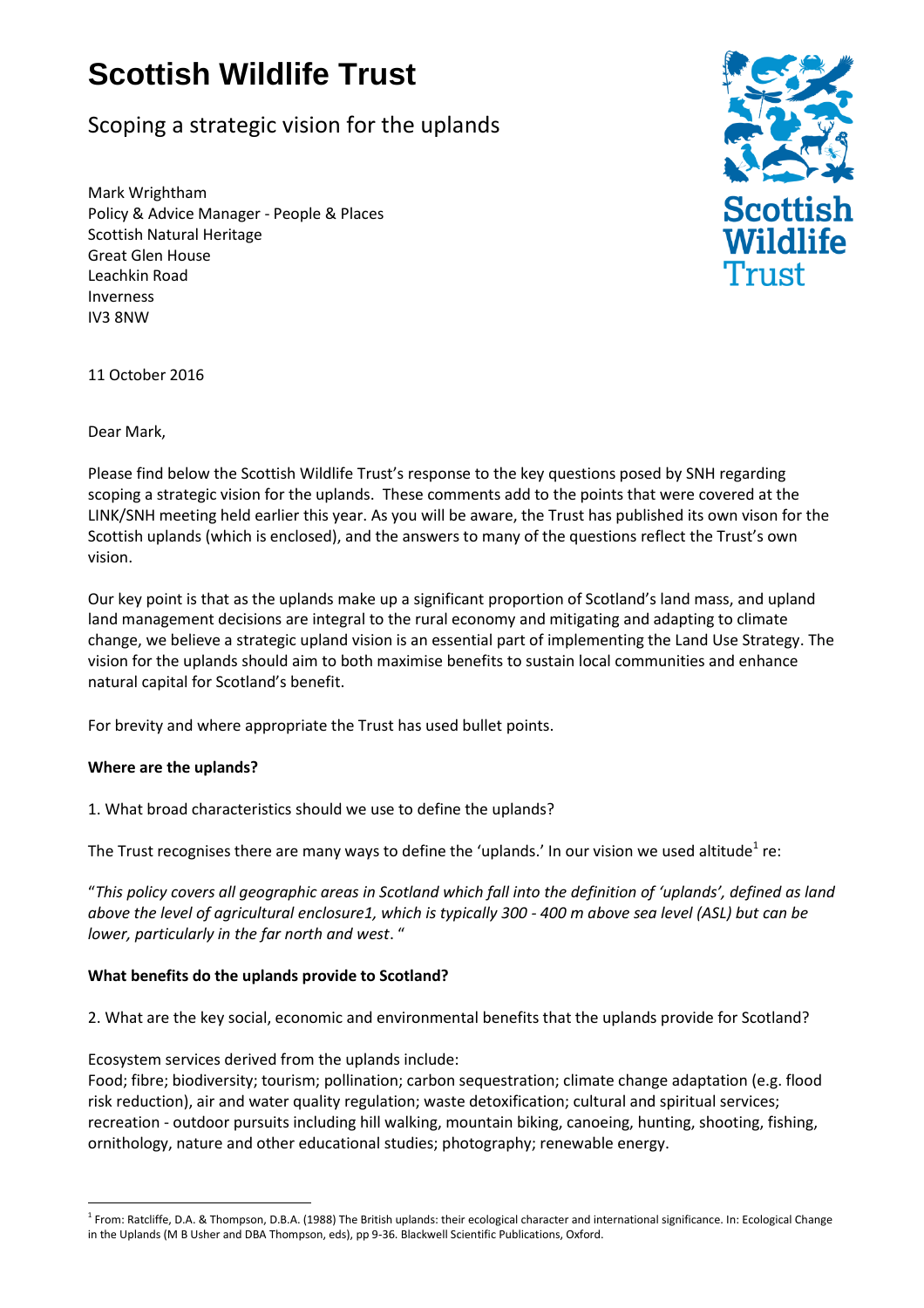# Scottish Wildlife Trust

## Scoping a strategic vision for the uplands

Mark Wrightham
Policy & Advice Manager - People & Places
Scottish Natural Heritage
Great Glen House
Leachkin Road
Inverness
IV3 8NW

11 October 2016

Dear Mark,

Please find below the Scottish Wildlife Trust's response to the key questions posed by SNH regarding scoping a strategic vision for the uplands. These comments add to the points that were covered at the LINK/SNH meeting held earlier this year. As you will be aware, the Trust has published its own vison for the Scottish uplands (which is enclosed), and the answers to many of the questions reflect the Trust's own vision.

Our key point is that as the uplands make up a significant proportion of Scotland's land mass, and upland land management decisions are integral to the rural economy and mitigating and adapting to climate change, we believe a strategic upland vision is an essential part of implementing the Land Use Strategy. The vision for the uplands should aim to both maximise benefits to sustain local communities and enhance natural capital for Scotland's benefit.

For brevity and where appropriate the Trust has used bullet points.

**Where are the uplands?**

1. What broad characteristics should we use to define the uplands?

The Trust recognises there are many ways to define the 'uplands.' In our vision we used altitude[1] re:

"*This policy covers all geographic areas in Scotland which fall into the definition of 'uplands', defined as land above the level of agricultural enclosure1, which is typically 300 - 400 m above sea level (ASL) but can be lower, particularly in the far north and west*. "

**What benefits do the uplands provide to Scotland?**

2. What are the key social, economic and environmental benefits that the uplands provide for Scotland?

Ecosystem services derived from the uplands include:
Food; fibre; biodiversity; tourism; pollination; carbon sequestration; climate change adaptation (e.g. flood risk reduction), air and water quality regulation; waste detoxification; cultural and spiritual services; recreation - outdoor pursuits including hill walking, mountain biking, canoeing, hunting, shooting, fishing, ornithology, nature and other educational studies; photography; renewable energy.

[1] From: Ratcliffe, D.A. & Thompson, D.B.A. (1988) The British uplands: their ecological character and international significance. In: Ecological Change in the Uplands (M B Usher and DBA Thompson, eds), pp 9-36. Blackwell Scientific Publications, Oxford.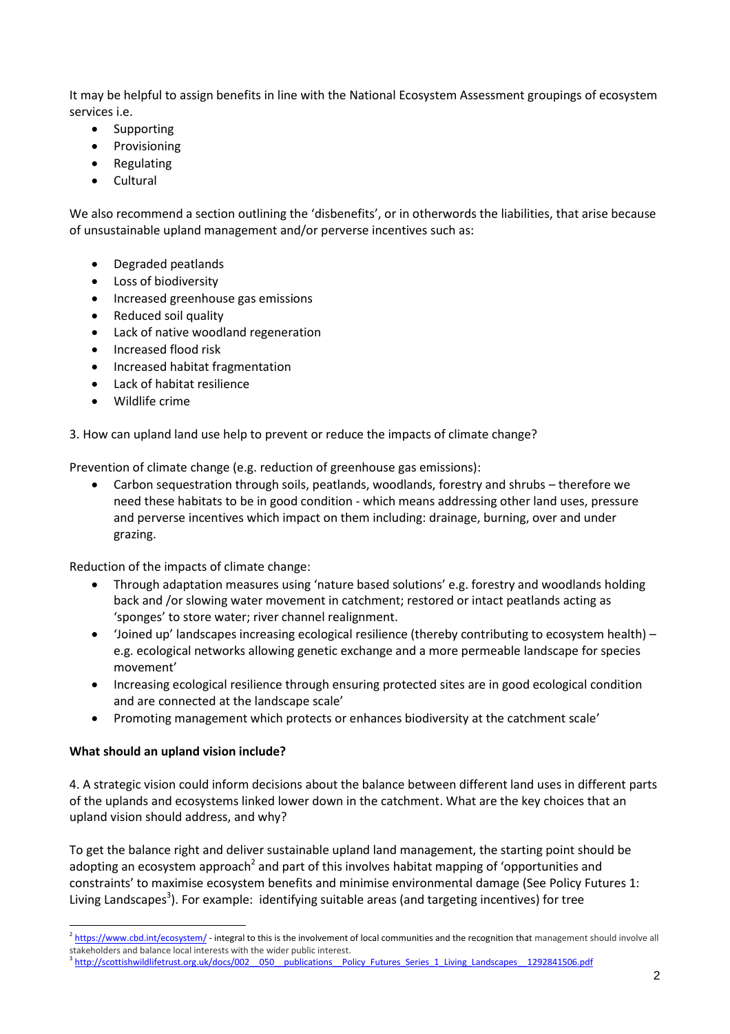It may be helpful to assign benefits in line with the National Ecosystem Assessment groupings of ecosystem services i.e.

- Supporting
- Provisioning
- Regulating
- Cultural

We also recommend a section outlining the 'disbenefits', or in otherwords the liabilities, that arise because of unsustainable upland management and/or perverse incentives such as:

- Degraded peatlands
- Loss of biodiversity
- Increased greenhouse gas emissions
- Reduced soil quality
- Lack of native woodland regeneration
- Increased flood risk
- Increased habitat fragmentation
- Lack of habitat resilience
- Wildlife crime

3. How can upland land use help to prevent or reduce the impacts of climate change?

Prevention of climate change (e.g. reduction of greenhouse gas emissions):

- Carbon sequestration through soils, peatlands, woodlands, forestry and shrubs – therefore we need these habitats to be in good condition - which means addressing other land uses, pressure and perverse incentives which impact on them including: drainage, burning, over and under grazing.

Reduction of the impacts of climate change:

- Through adaptation measures using 'nature based solutions' e.g. forestry and woodlands holding back and /or slowing water movement in catchment; restored or intact peatlands acting as 'sponges' to store water; river channel realignment.
- 'Joined up' landscapes increasing ecological resilience (thereby contributing to ecosystem health) – e.g. ecological networks allowing genetic exchange and a more permeable landscape for species movement'
- Increasing ecological resilience through ensuring protected sites are in good ecological condition and are connected at the landscape scale'
- Promoting management which protects or enhances biodiversity at the catchment scale'

**What should an upland vision include?**

4. A strategic vision could inform decisions about the balance between different land uses in different parts of the uplands and ecosystems linked lower down in the catchment. What are the key choices that an upland vision should address, and why?

To get the balance right and deliver sustainable upland land management, the starting point should be adopting an ecosystem approach[2] and part of this involves habitat mapping of 'opportunities and constraints' to maximise ecosystem benefits and minimise environmental damage (See Policy Futures 1: Living Landscapes[3]). For example: identifying suitable areas (and targeting incentives) for tree

[2] https://www.cbd.int/ecosystem/ - integral to this is the involvement of local communities and the recognition that management should involve all stakeholders and balance local interests with the wider public interest.

[3] http://scottishwildlifetrust.org.uk/docs/002__050__publications__Policy_Futures_Series_1_Living_Landscapes__1292841506.pdf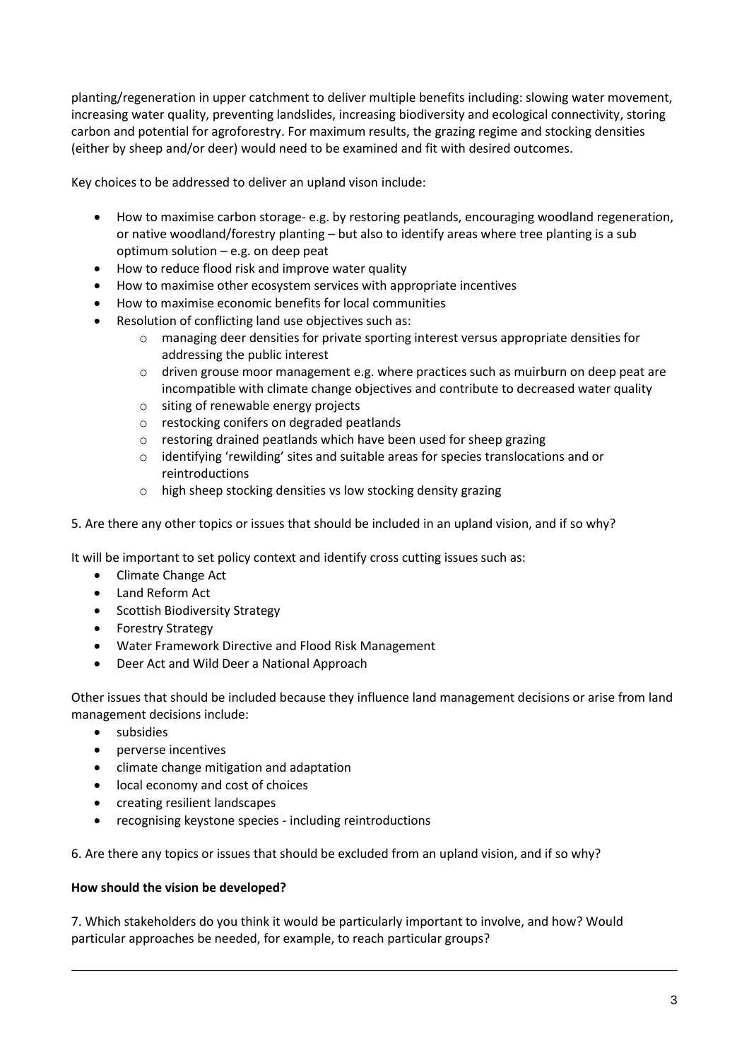planting/regeneration in upper catchment to deliver multiple benefits including: slowing water movement, increasing water quality, preventing landslides, increasing biodiversity and ecological connectivity, storing carbon and potential for agroforestry. For maximum results, the grazing regime and stocking densities (either by sheep and/or deer) would need to be examined and fit with desired outcomes.

Key choices to be addressed to deliver an upland vison include:

- How to maximise carbon storage- e.g. by restoring peatlands, encouraging woodland regeneration, or native woodland/forestry planting – but also to identify areas where tree planting is a sub optimum solution – e.g. on deep peat
- How to reduce flood risk and improve water quality
- How to maximise other ecosystem services with appropriate incentives
- How to maximise economic benefits for local communities
- Resolution of conflicting land use objectives such as:
    - managing deer densities for private sporting interest versus appropriate densities for addressing the public interest
    - driven grouse moor management e.g. where practices such as muirburn on deep peat are incompatible with climate change objectives and contribute to decreased water quality
    - siting of renewable energy projects
    - restocking conifers on degraded peatlands
    - restoring drained peatlands which have been used for sheep grazing
    - identifying 'rewilding' sites and suitable areas for species translocations and or reintroductions
    - high sheep stocking densities vs low stocking density grazing

5. Are there any other topics or issues that should be included in an upland vision, and if so why?

It will be important to set policy context and identify cross cutting issues such as:

- Climate Change Act
- Land Reform Act
- Scottish Biodiversity Strategy
- Forestry Strategy
- Water Framework Directive and Flood Risk Management
- Deer Act and Wild Deer a National Approach

Other issues that should be included because they influence land management decisions or arise from land management decisions include:

- subsidies
- perverse incentives
- climate change mitigation and adaptation
- local economy and cost of choices
- creating resilient landscapes
- recognising keystone species - including reintroductions

6. Are there any topics or issues that should be excluded from an upland vision, and if so why?

**How should the vision be developed?**

7. Which stakeholders do you think it would be particularly important to involve, and how? Would particular approaches be needed, for example, to reach particular groups?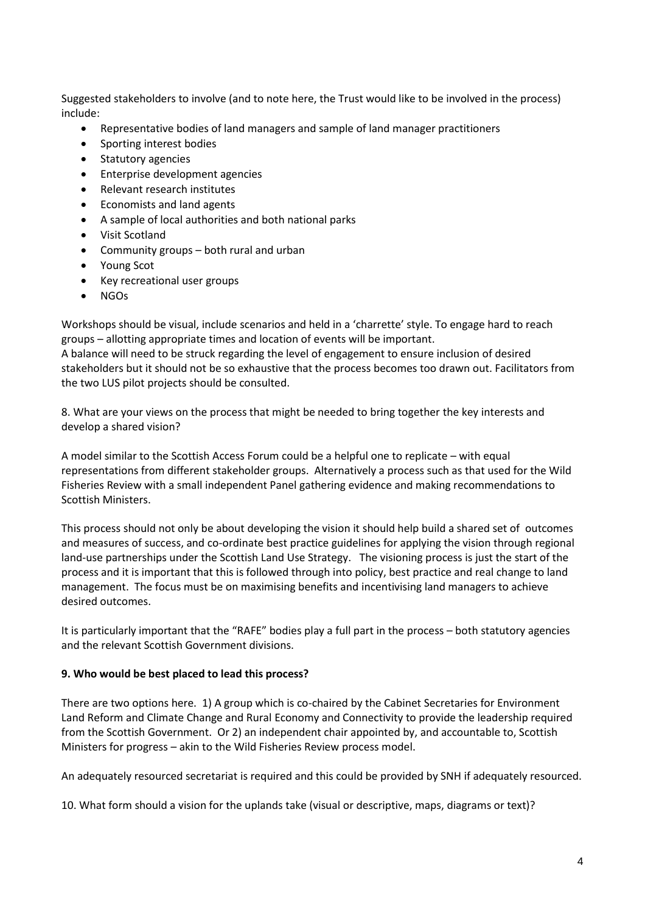Suggested stakeholders to involve (and to note here, the Trust would like to be involved in the process) include:

- Representative bodies of land managers and sample of land manager practitioners
- Sporting interest bodies
- Statutory agencies
- Enterprise development agencies
- Relevant research institutes
- Economists and land agents
- A sample of local authorities and both national parks
- Visit Scotland
- Community groups – both rural and urban
- Young Scot
- Key recreational user groups
- NGOs

Workshops should be visual, include scenarios and held in a 'charrette' style. To engage hard to reach groups – allotting appropriate times and location of events will be important.
A balance will need to be struck regarding the level of engagement to ensure inclusion of desired stakeholders but it should not be so exhaustive that the process becomes too drawn out. Facilitators from the two LUS pilot projects should be consulted.

8. What are your views on the process that might be needed to bring together the key interests and develop a shared vision?

A model similar to the Scottish Access Forum could be a helpful one to replicate – with equal representations from different stakeholder groups. Alternatively a process such as that used for the Wild Fisheries Review with a small independent Panel gathering evidence and making recommendations to Scottish Ministers.

This process should not only be about developing the vision it should help build a shared set of outcomes and measures of success, and co-ordinate best practice guidelines for applying the vision through regional land-use partnerships under the Scottish Land Use Strategy. The visioning process is just the start of the process and it is important that this is followed through into policy, best practice and real change to land management. The focus must be on maximising benefits and incentivising land managers to achieve desired outcomes.

It is particularly important that the "RAFE" bodies play a full part in the process – both statutory agencies and the relevant Scottish Government divisions.

**9. Who would be best placed to lead this process?**

There are two options here. 1) A group which is co-chaired by the Cabinet Secretaries for Environment Land Reform and Climate Change and Rural Economy and Connectivity to provide the leadership required from the Scottish Government. Or 2) an independent chair appointed by, and accountable to, Scottish Ministers for progress – akin to the Wild Fisheries Review process model.

An adequately resourced secretariat is required and this could be provided by SNH if adequately resourced.

10. What form should a vision for the uplands take (visual or descriptive, maps, diagrams or text)?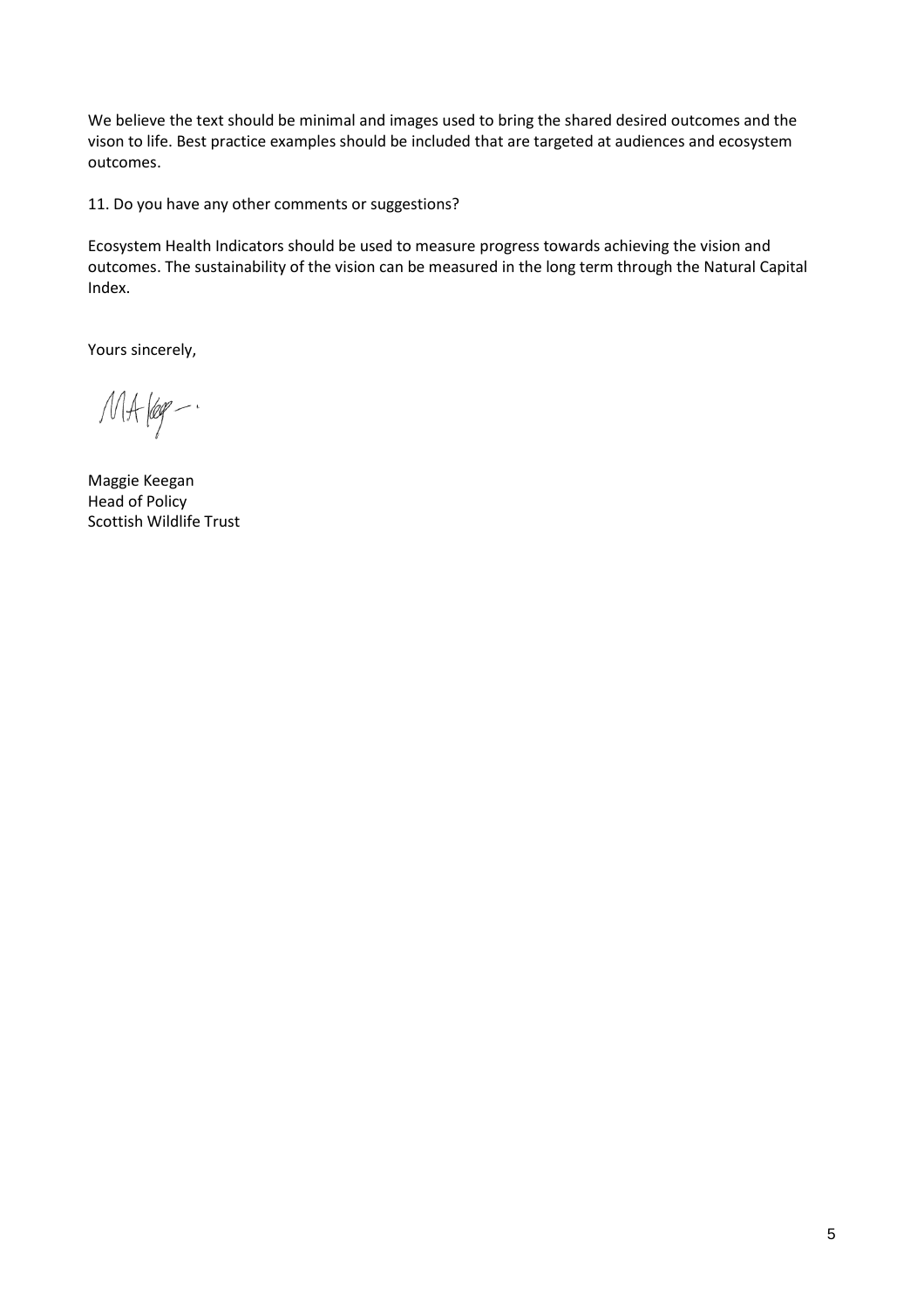We believe the text should be minimal and images used to bring the shared desired outcomes and the vison to life. Best practice examples should be included that are targeted at audiences and ecosystem outcomes.

11. Do you have any other comments or suggestions?

Ecosystem Health Indicators should be used to measure progress towards achieving the vision and outcomes. The sustainability of the vision can be measured in the long term through the Natural Capital Index.

Yours sincerely,

Maggie Keegan
Head of Policy
Scottish Wildlife Trust